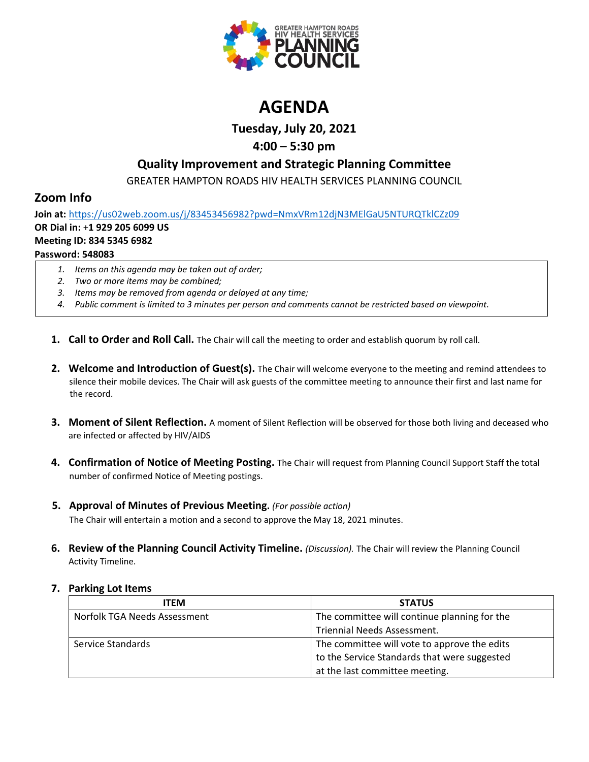GREATER HAMPTON ROADS HIV HEALTH SERVICES PLANNING COUNCIL

# AGENDA

## Tuesday, July 20, 2021

## 4:00 – 5:30 pm

## Quality Improvement and Strategic Planning Committee

GREATER HAMPTON ROADS HIV HEALTH SERVICES PLANNING COUNCIL

## Zoom Info

**Join at:** https://us02web.zoom.us/j/83453456982?pwd=NmxVRm12djN3MElGaU5NTURQTklCZz09
**OR Dial in: +1 929 205 6099 US**
**Meeting ID: 834 5345 6982**
**Password: 548083**

1. *Items on this agenda may be taken out of order;*
2. *Two or more items may be combined;*
3. *Items may be removed from agenda or delayed at any time;*
4. *Public comment is limited to 3 minutes per person and comments cannot be restricted based on viewpoint.*

1. **Call to Order and Roll Call.** The Chair will call the meeting to order and establish quorum by roll call.

2. **Welcome and Introduction of Guest(s).** The Chair will welcome everyone to the meeting and remind attendees to silence their mobile devices. The Chair will ask guests of the committee meeting to announce their first and last name for the record.

3. **Moment of Silent Reflection.** A moment of Silent Reflection will be observed for those both living and deceased who are infected or affected by HIV/AIDS

4. **Confirmation of Notice of Meeting Posting.** The Chair will request from Planning Council Support Staff the total number of confirmed Notice of Meeting postings.

5. **Approval of Minutes of Previous Meeting.** *(For possible action)* The Chair will entertain a motion and a second to approve the May 18, 2021 minutes.

6. **Review of the Planning Council Activity Timeline.** *(Discussion).* The Chair will review the Planning Council Activity Timeline.

7. **Parking Lot Items**

| ITEM | STATUS |
| --- | --- |
| Norfolk TGA Needs Assessment | The committee will continue planning for the Triennial Needs Assessment. |
| Service Standards | The committee will vote to approve the edits to the Service Standards that were suggested at the last committee meeting. |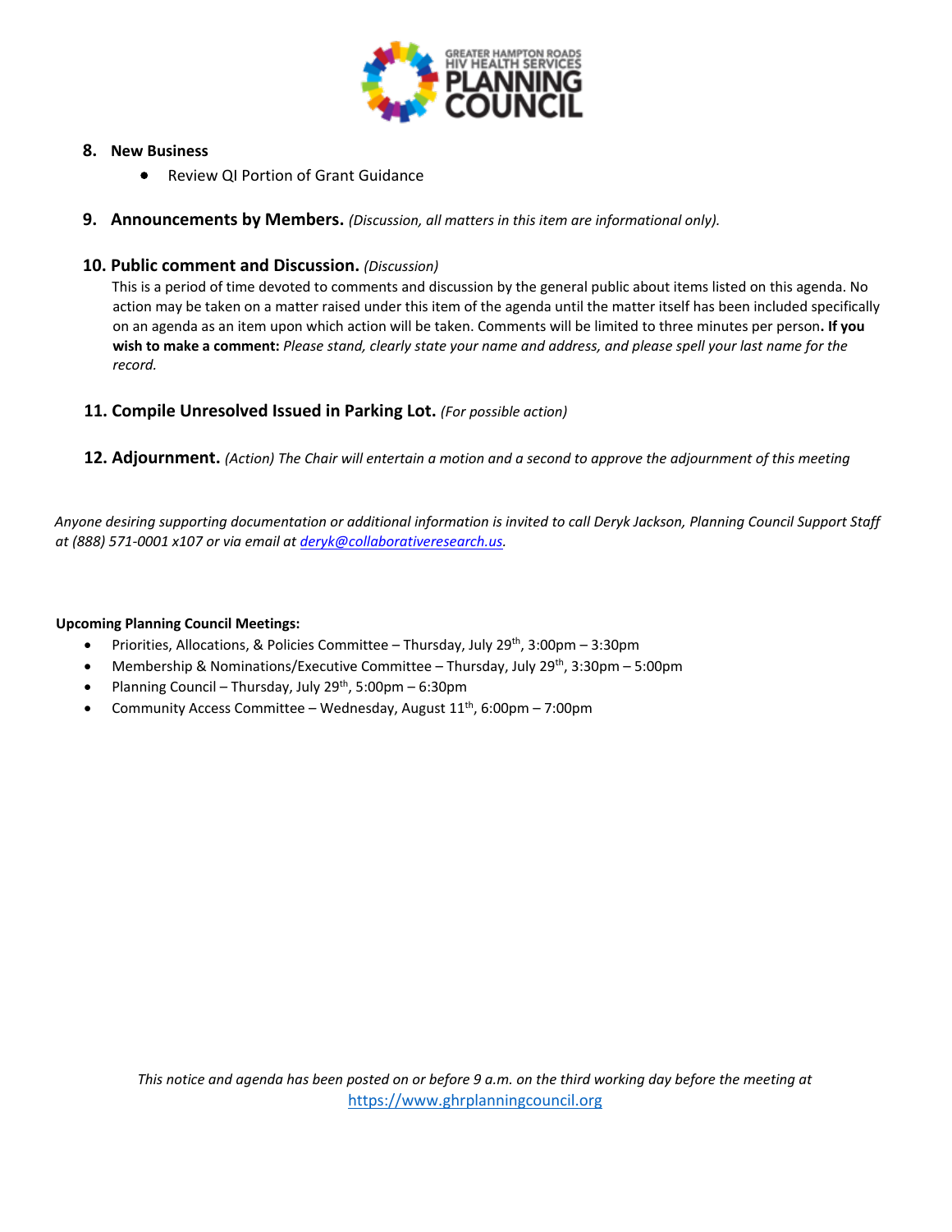8. **New Business**
   - Review QI Portion of Grant Guidance

9. **Announcements by Members.** *(Discussion, all matters in this item are informational only).*

10. **Public comment and Discussion.** *(Discussion)*
    This is a period of time devoted to comments and discussion by the general public about items listed on this agenda. No action may be taken on a matter raised under this item of the agenda until the matter itself has been included specifically on an agenda as an item upon which action will be taken. Comments will be limited to three minutes per person**. If you wish to make a comment:** *Please stand, clearly state your name and address, and please spell your last name for the record.*

11. **Compile Unresolved Issued in Parking Lot.** *(For possible action)*

12. **Adjournment.** *(Action) The Chair will entertain a motion and a second to approve the adjournment of this meeting*

*Anyone desiring supporting documentation or additional information is invited to call Deryk Jackson, Planning Council Support Staff at (888) 571-0001 x107 or via email at [deryk@collaborativeresearch.us](mailto:deryk@collaborativeresearch.us).*

**Upcoming Planning Council Meetings:**

- Priorities, Allocations, & Policies Committee – Thursday, July 29th, 3:00pm – 3:30pm
- Membership & Nominations/Executive Committee – Thursday, July 29th, 3:30pm – 5:00pm
- Planning Council – Thursday, July 29th, 5:00pm – 6:30pm
- Community Access Committee – Wednesday, August 11th, 6:00pm – 7:00pm

*This notice and agenda has been posted on or before 9 a.m. on the third working day before the meeting at* [https://www.ghrplanningcouncil.org](https://www.ghrplanningcouncil.org)